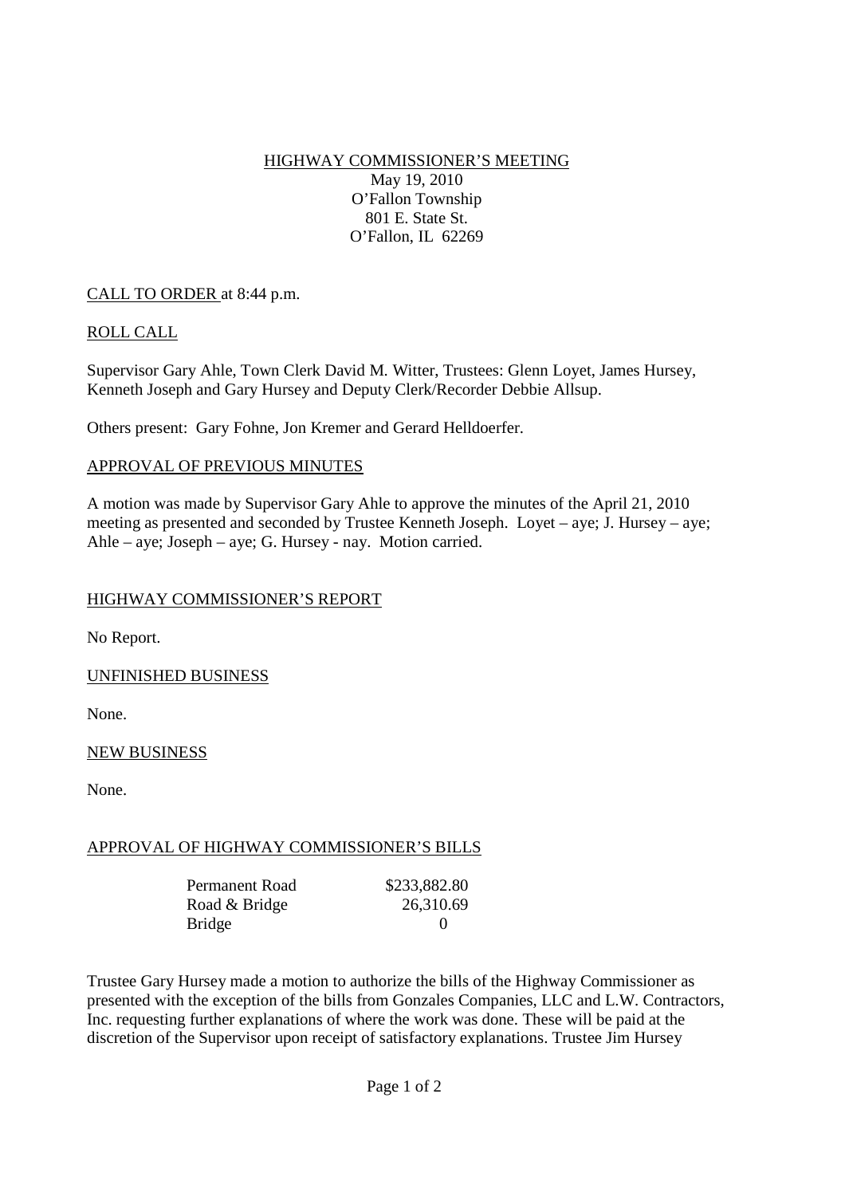# HIGHWAY COMMISSIONER'S MEETING

May 19, 2010
O'Fallon Township
801 E. State St.
O'Fallon, IL 62269

## CALL TO ORDER at 8:44 p.m.

## ROLL CALL

Supervisor Gary Ahle, Town Clerk David M. Witter, Trustees: Glenn Loyet, James Hursey, Kenneth Joseph and Gary Hursey and Deputy Clerk/Recorder Debbie Allsup.

Others present: Gary Fohne, Jon Kremer and Gerard Helldoerfer.

## APPROVAL OF PREVIOUS MINUTES

A motion was made by Supervisor Gary Ahle to approve the minutes of the April 21, 2010 meeting as presented and seconded by Trustee Kenneth Joseph. Loyet – aye; J. Hursey – aye; Ahle – aye; Joseph – aye; G. Hursey - nay. Motion carried.

## HIGHWAY COMMISSIONER'S REPORT

No Report.

## UNFINISHED BUSINESS

None.

## NEW BUSINESS

None.

## APPROVAL OF HIGHWAY COMMISSIONER'S BILLS

| | |
|---|---|
| Permanent Road | \$233,882.80 |
| Road & Bridge | 26,310.69 |
| Bridge | 0 |

Trustee Gary Hursey made a motion to authorize the bills of the Highway Commissioner as presented with the exception of the bills from Gonzales Companies, LLC and L.W. Contractors, Inc. requesting further explanations of where the work was done. These will be paid at the discretion of the Supervisor upon receipt of satisfactory explanations. Trustee Jim Hursey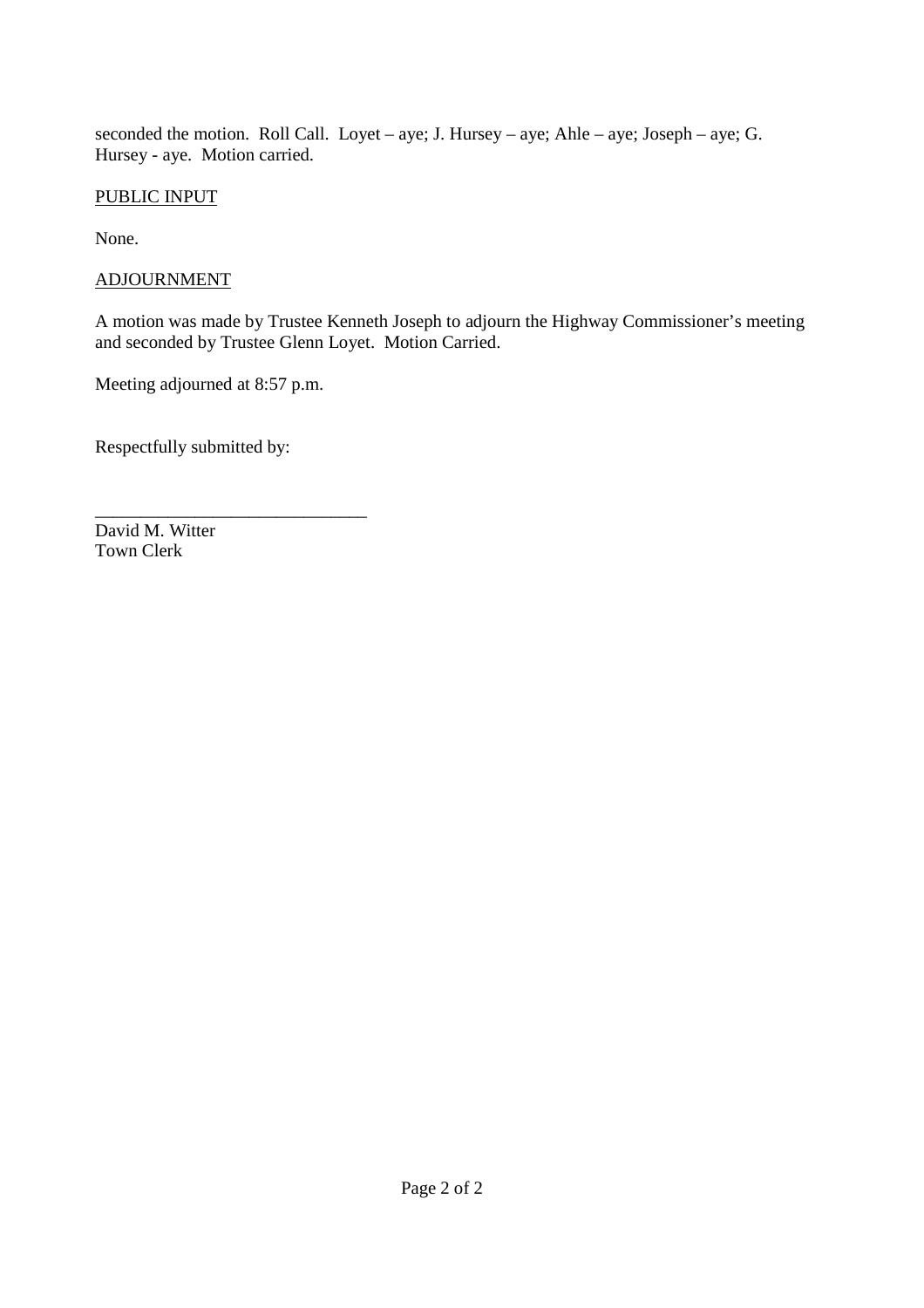seconded the motion. Roll Call. Loyet – aye; J. Hursey – aye; Ahle – aye; Joseph – aye; G. Hursey - aye. Motion carried.

## PUBLIC INPUT

None.

## ADJOURNMENT

A motion was made by Trustee Kenneth Joseph to adjourn the Highway Commissioner's meeting and seconded by Trustee Glenn Loyet. Motion Carried.

Meeting adjourned at 8:57 p.m.

Respectfully submitted by:

\_\_\_\_\_\_\_\_\_\_\_\_\_\_\_\_\_\_\_\_\_\_\_\_\_\_\_\_\_\_

David M. Witter
Town Clerk